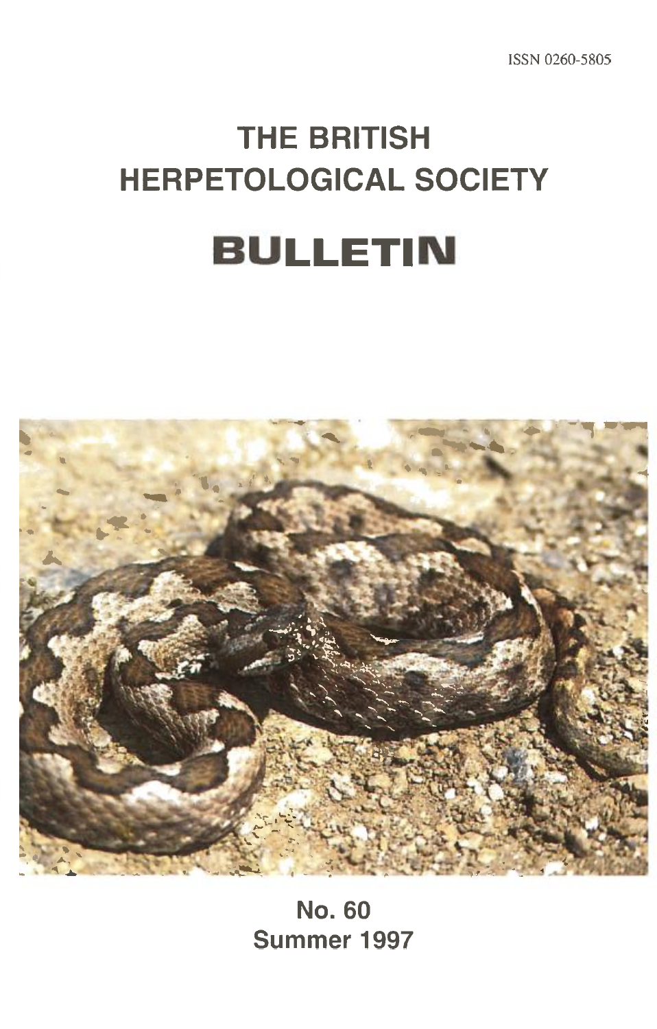ISSN 0260-5805

# THE BRITISH HERPETOLOGICAL SOCIETY

# BULLETIN

No. 60

Summer 1997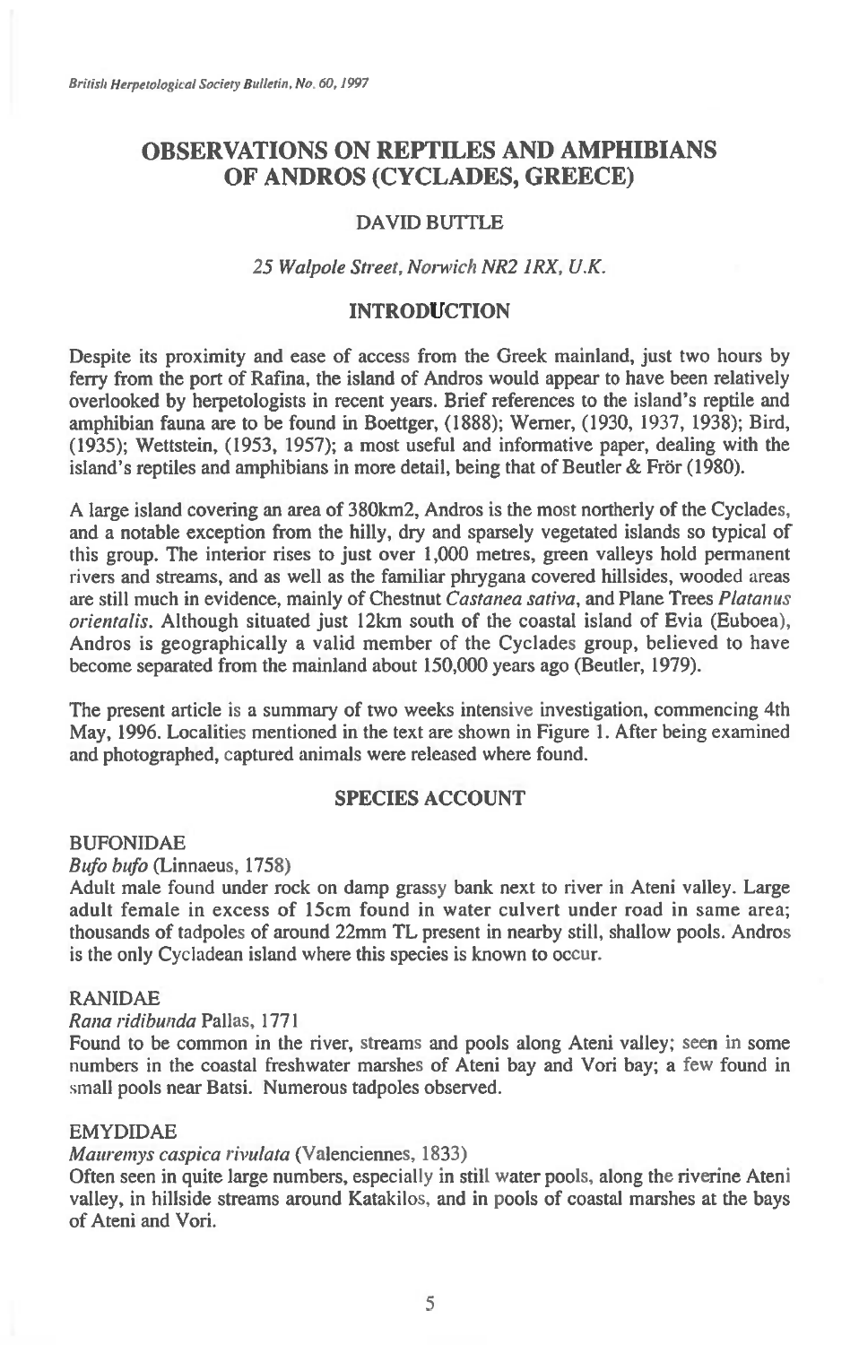# OBSERVATIONS ON REPTILES AND AMPHIBIANS OF ANDROS (CYCLADES, GREECE)

DAVID BUTTLE

*25 Walpole Street, Norwich NR2 1RX, U.K.*

## INTRODUCTION

Despite its proximity and ease of access from the Greek mainland, just two hours by ferry from the port of Rafina, the island of Andros would appear to have been relatively overlooked by herpetologists in recent years. Brief references to the island's reptile and amphibian fauna are to be found in Boettger, (1888); Werner, (1930, 1937, 1938); Bird, (1935); Wettstein, (1953, 1957); a most useful and informative paper, dealing with the island's reptiles and amphibians in more detail, being that of Beutler & Frör (1980).

A large island covering an area of 380km2, Andros is the most northerly of the Cyclades, and a notable exception from the hilly, dry and sparsely vegetated islands so typical of this group. The interior rises to just over 1,000 metres, green valleys hold permanent rivers and streams, and as well as the familiar phrygana covered hillsides, wooded areas are still much in evidence, mainly of Chestnut *Castanea sativa*, and Plane Trees *Platanus orientalis*. Although situated just 12km south of the coastal island of Evia (Euboea), Andros is geographically a valid member of the Cyclades group, believed to have become separated from the mainland about 150,000 years ago (Beutler, 1979).

The present article is a summary of two weeks intensive investigation, commencing 4th May, 1996. Localities mentioned in the text are shown in Figure 1. After being examined and photographed, captured animals were released where found.

## SPECIES ACCOUNT

BUFONIDAE

*Bufo bufo* (Linnaeus, 1758)

Adult male found under rock on damp grassy bank next to river in Ateni valley. Large adult female in excess of 15cm found in water culvert under road in same area; thousands of tadpoles of around 22mm TL present in nearby still, shallow pools. Andros is the only Cycladean island where this species is known to occur.

RANIDAE

*Rana ridibunda* Pallas, 1771

Found to be common in the river, streams and pools along Ateni valley; seen in some numbers in the coastal freshwater marshes of Ateni bay and Vori bay; a few found in small pools near Batsi. Numerous tadpoles observed.

EMYDIDAE

*Mauremys caspica rivulata* (Valenciennes, 1833)

Often seen in quite large numbers, especially in still water pools, along the riverine Ateni valley, in hillside streams around Katakilos, and in pools of coastal marshes at the bays of Ateni and Vori.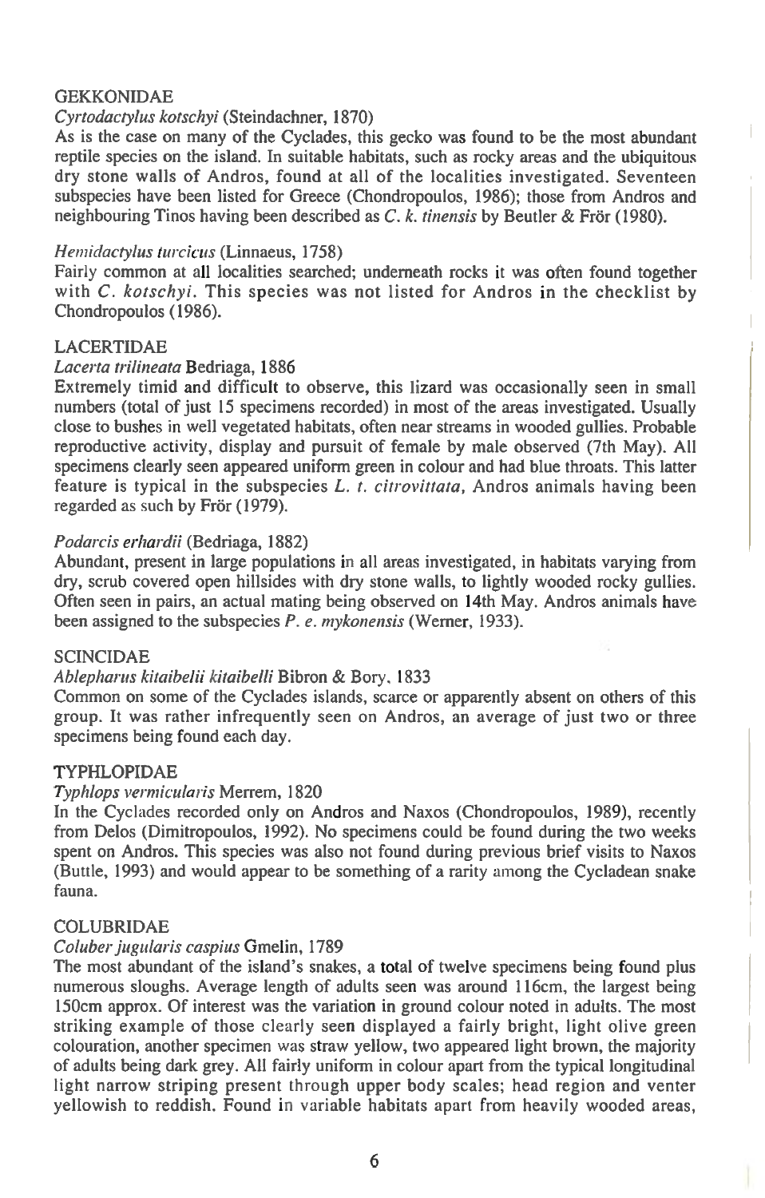## GEKKONIDAE

### *Cyrtodactylus kotschyi* (Steindachner, 1870)

As is the case on many of the Cyclades, this gecko was found to be the most abundant reptile species on the island. In suitable habitats, such as rocky areas and the ubiquitous dry stone walls of Andros, found at all of the localities investigated. Seventeen subspecies have been listed for Greece (Chondropoulos, 1986); those from Andros and neighbouring Tinos having been described as *C. k. tinensis* by Beutler & Frör (1980).

### *Hemidactylus turcicus* (Linnaeus, 1758)

Fairly common at all localities searched; underneath rocks it was often found together with *C. kotschyi*. This species was not listed for Andros in the checklist by Chondropoulos (1986).

## LACERTIDAE

### *Lacerta trilineata* Bedriaga, 1886

Extremely timid and difficult to observe, this lizard was occasionally seen in small numbers (total of just 15 specimens recorded) in most of the areas investigated. Usually close to bushes in well vegetated habitats, often near streams in wooded gullies. Probable reproductive activity, display and pursuit of female by male observed (7th May). All specimens clearly seen appeared uniform green in colour and had blue throats. This latter feature is typical in the subspecies *L. t. citrovittata*, Andros animals having been regarded as such by Frör (1979).

### *Podarcis erhardii* (Bedriaga, 1882)

Abundant, present in large populations in all areas investigated, in habitats varying from dry, scrub covered open hillsides with dry stone walls, to lightly wooded rocky gullies. Often seen in pairs, an actual mating being observed on 14th May. Andros animals have been assigned to the subspecies *P. e. mykonensis* (Werner, 1933).

## SCINCIDAE

### *Ablepharus kitaibelii kitaibelli* Bibron & Bory, 1833

Common on some of the Cyclades islands, scarce or apparently absent on others of this group. It was rather infrequently seen on Andros, an average of just two or three specimens being found each day.

## TYPHLOPIDAE

### *Typhlops vermicularis* Merrem, 1820

In the Cyclades recorded only on Andros and Naxos (Chondropoulos, 1989), recently from Delos (Dimitropoulos, 1992). No specimens could be found during the two weeks spent on Andros. This species was also not found during previous brief visits to Naxos (Buttle, 1993) and would appear to be something of a rarity among the Cycladean snake fauna.

## COLUBRIDAE

### *Coluber jugularis caspius* Gmelin, 1789

The most abundant of the island's snakes, a total of twelve specimens being found plus numerous sloughs. Average length of adults seen was around 116cm, the largest being 150cm approx. Of interest was the variation in ground colour noted in adults. The most striking example of those clearly seen displayed a fairly bright, light olive green colouration, another specimen was straw yellow, two appeared light brown, the majority of adults being dark grey. All fairly uniform in colour apart from the typical longitudinal light narrow striping present through upper body scales; head region and venter yellowish to reddish. Found in variable habitats apart from heavily wooded areas,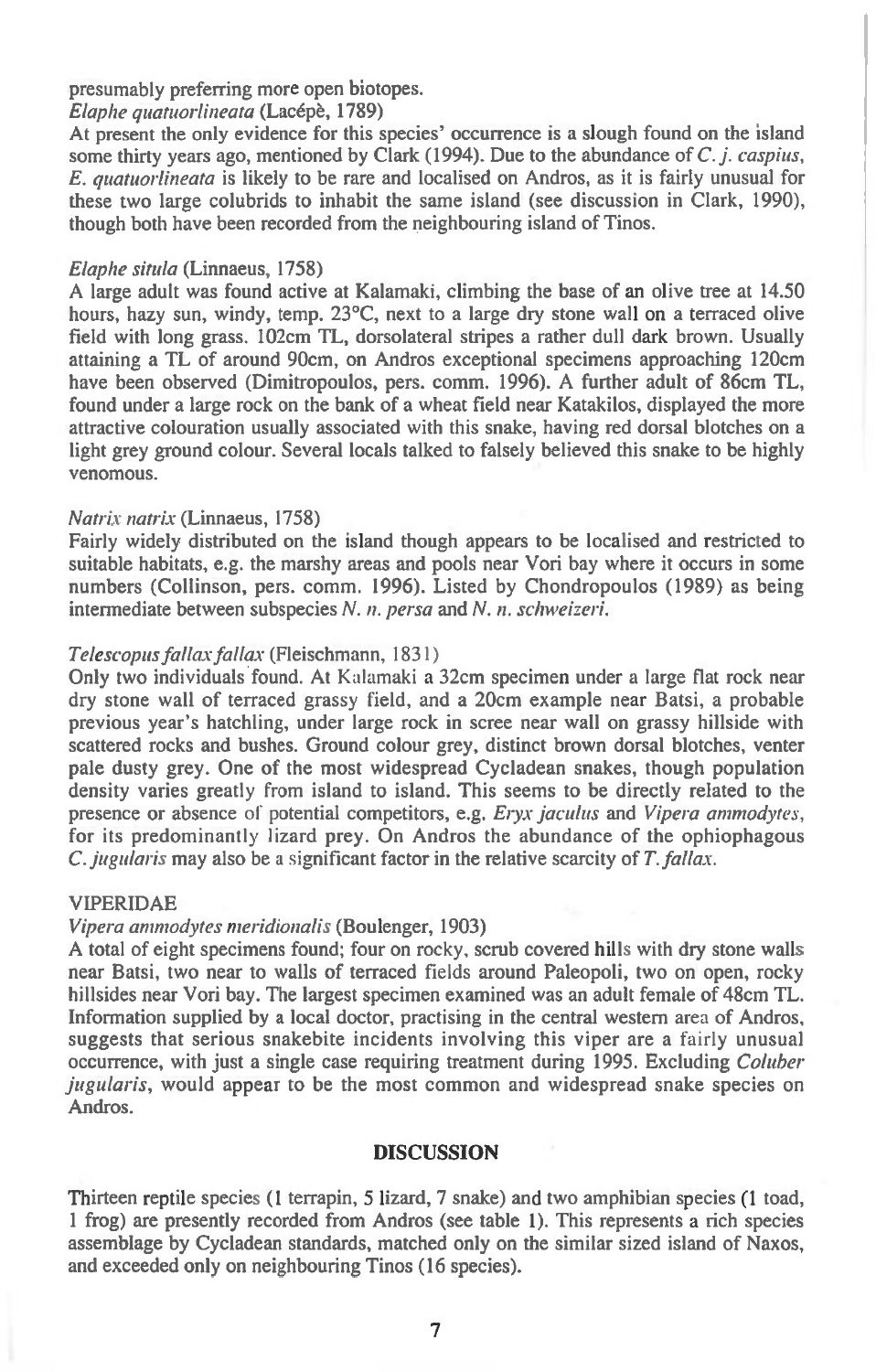presumably preferring more open biotopes.

*Elaphe quatuorlineata* (Lacépè, 1789)

At present the only evidence for this species' occurrence is a slough found on the island some thirty years ago, mentioned by Clark (1994). Due to the abundance of *C. j. caspius*, *E. quatuorlineata* is likely to be rare and localised on Andros, as it is fairly unusual for these two large colubrids to inhabit the same island (see discussion in Clark, 1990), though both have been recorded from the neighbouring island of Tinos.

*Elaphe situla* (Linnaeus, 1758)

A large adult was found active at Kalamaki, climbing the base of an olive tree at 14.50 hours, hazy sun, windy, temp. 23°C, next to a large dry stone wall on a terraced olive field with long grass. 102cm TL, dorsolateral stripes a rather dull dark brown. Usually attaining a TL of around 90cm, on Andros exceptional specimens approaching 120cm have been observed (Dimitropoulos, pers. comm. 1996). A further adult of 86cm TL, found under a large rock on the bank of a wheat field near Katakilos, displayed the more attractive colouration usually associated with this snake, having red dorsal blotches on a light grey ground colour. Several locals talked to falsely believed this snake to be highly venomous.

*Natrix natrix* (Linnaeus, 1758)

Fairly widely distributed on the island though appears to be localised and restricted to suitable habitats, e.g. the marshy areas and pools near Vori bay where it occurs in some numbers (Collinson, pers. comm. 1996). Listed by Chondropoulos (1989) as being intermediate between subspecies *N. n. persa* and *N. n. schweizeri*.

*Telescopus fallax fallax* (Fleischmann, 1831)

Only two individuals found. At Kalamaki a 32cm specimen under a large flat rock near dry stone wall of terraced grassy field, and a 20cm example near Batsi, a probable previous year's hatchling, under large rock in scree near wall on grassy hillside with scattered rocks and bushes. Ground colour grey, distinct brown dorsal blotches, venter pale dusty grey. One of the most widespread Cycladean snakes, though population density varies greatly from island to island. This seems to be directly related to the presence or absence of potential competitors, e.g. *Eryx jaculus* and *Vipera ammodytes*, for its predominantly lizard prey. On Andros the abundance of the ophiophagous *C. jugularis* may also be a significant factor in the relative scarcity of *T. fallax*.

VIPERIDAE

*Vipera ammodytes meridionalis* (Boulenger, 1903)

A total of eight specimens found; four on rocky, scrub covered hills with dry stone walls near Batsi, two near to walls of terraced fields around Paleopoli, two on open, rocky hillsides near Vori bay. The largest specimen examined was an adult female of 48cm TL. Information supplied by a local doctor, practising in the central western area of Andros, suggests that serious snakebite incidents involving this viper are a fairly unusual occurrence, with just a single case requiring treatment during 1995. Excluding *Coluber jugularis*, would appear to be the most common and widespread snake species on Andros.

## DISCUSSION

Thirteen reptile species (1 terrapin, 5 lizard, 7 snake) and two amphibian species (1 toad, 1 frog) are presently recorded from Andros (see table 1). This represents a rich species assemblage by Cycladean standards, matched only on the similar sized island of Naxos, and exceeded only on neighbouring Tinos (16 species).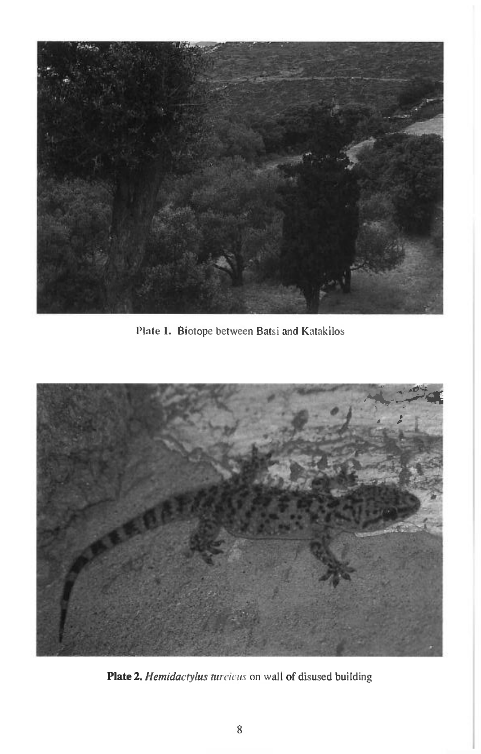Plate 1. Biotope between Batsi and Katakilos

**Plate 2.** *Hemidactylus turcicus* on wall of disused building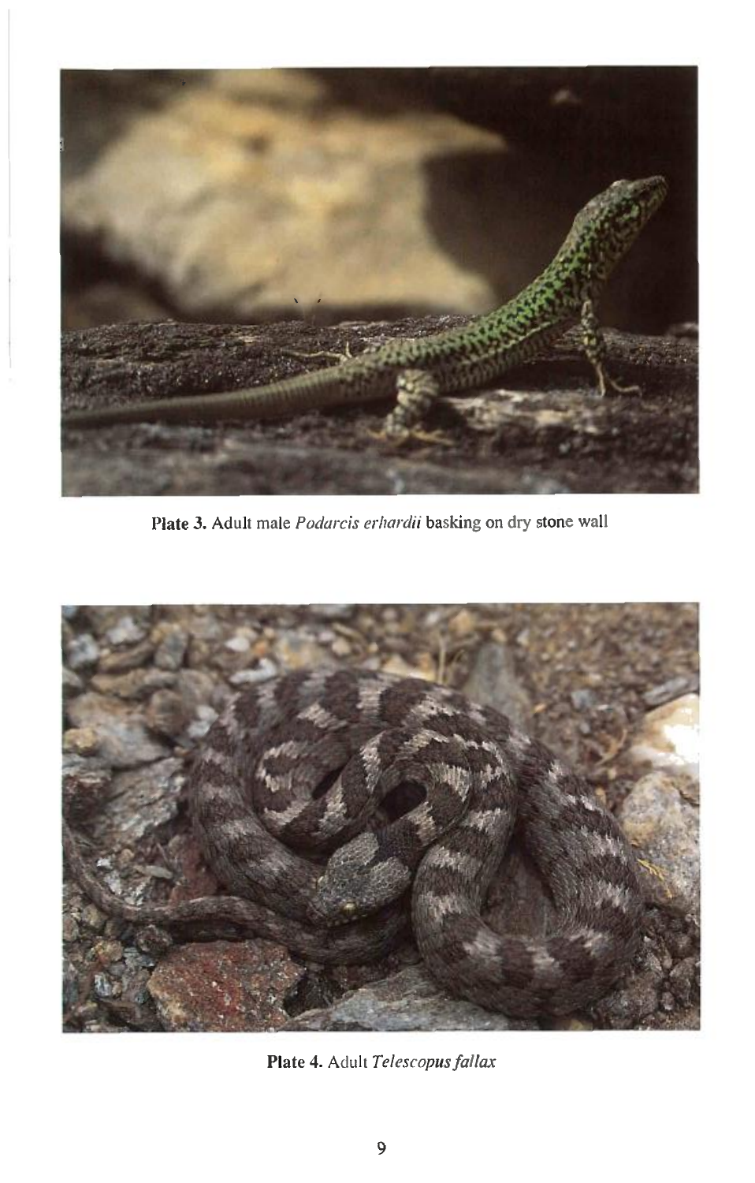**Plate 3.** Adult male *Podarcis erhardii* basking on dry stone wall

**Plate 4.** Adult *Telescopus fallax*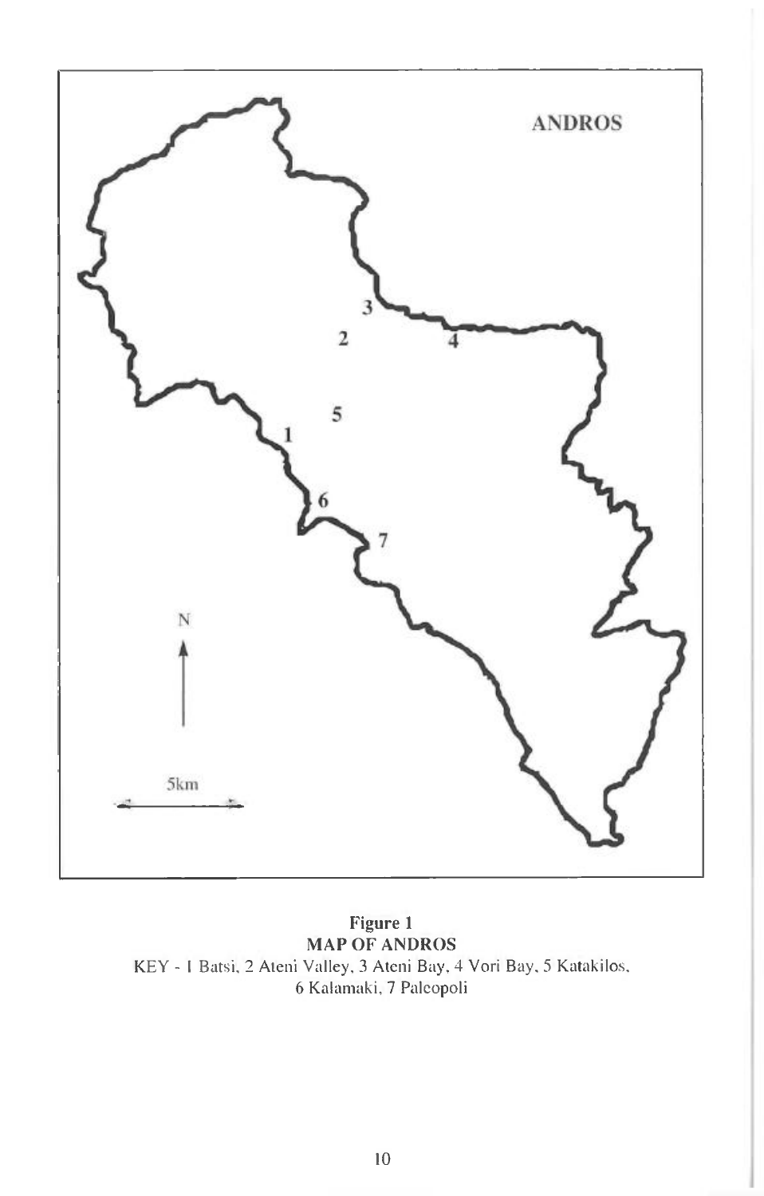**Figure 1**
**MAP OF ANDROS**
KEY - 1 Batsi, 2 Ateni Valley, 3 Ateni Bay, 4 Vori Bay, 5 Katakilos, 6 Kalamaki, 7 Paleopoli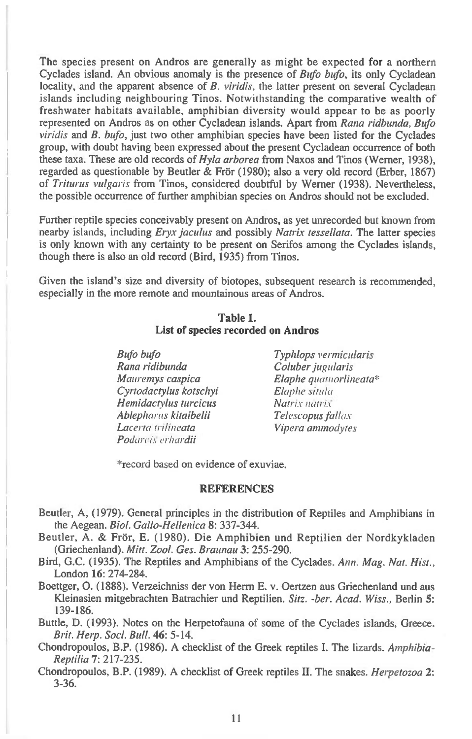The species present on Andros are generally as might be expected for a northern Cyclades island. An obvious anomaly is the presence of *Bufo bufo*, its only Cycladean locality, and the apparent absence of *B. viridis*, the latter present on several Cycladean islands including neighbouring Tinos. Notwithstanding the comparative wealth of freshwater habitats available, amphibian diversity would appear to be as poorly represented on Andros as on other Cycladean islands. Apart from *Rana ridbunda*, *Bufo viridis* and *B. bufo*, just two other amphibian species have been listed for the Cyclades group, with doubt having been expressed about the present Cycladean occurrence of both these taxa. These are old records of *Hyla arborea* from Naxos and Tinos (Werner, 1938), regarded as questionable by Beutler & Frör (1980); also a very old record (Erber, 1867) of *Triturus vulgaris* from Tinos, considered doubtful by Werner (1938). Nevertheless, the possible occurrence of further amphibian species on Andros should not be excluded.

Further reptile species conceivably present on Andros, as yet unrecorded but known from nearby islands, including *Eryx jaculus* and possibly *Natrix tessellata*. The latter species is only known with any certainty to be present on Serifos among the Cyclades islands, though there is also an old record (Bird, 1935) from Tinos.

Given the island's size and diversity of biotopes, subsequent research is recommended, especially in the more remote and mountainous areas of Andros.

**Table 1.**
**List of species recorded on Andros**

| | |
|---|---|
| *Bufo bufo* | *Typhlops vermicularis* |
| *Rana ridibunda* | *Coluber jugularis* |
| *Mauremys caspica* | *Elaphe quatuorlineata** |
| *Cyrtodactylus kotschyi* | *Elaphe situla* |
| *Hemidactylus turcicus* | *Natrix natrix* |
| *Ablepharus kitaibelii* | *Telescopus fallax* |
| *Lacerta trilineata* | *Vipera ammodytes* |
| *Podarcis erhardii* | |

*record based on evidence of exuviae.

## REFERENCES

Beutler, A, (1979). General principles in the distribution of Reptiles and Amphibians in the Aegean. *Biol. Gallo-Hellenica* **8**: 337-344.

Beutler, A. & Frör, E. (1980). Die Amphibien und Reptilien der Nordkykladen (Griechenland). *Mitt. Zool. Ges. Braunau* **3**: 255-290.

Bird, G.C. (1935). The Reptiles and Amphibians of the Cyclades. *Ann. Mag. Nat. Hist.*, London **16**: 274-284.

Boettger, O. (1888). Verzeichniss der von Herrn E. v. Oertzen aus Griechenland und aus Kleinasien mitgebrachten Batrachier und Reptilien. *Sitz. -ber. Acad. Wiss.*, Berlin **5**: 139-186.

Buttle, D. (1993). Notes on the Herpetofauna of some of the Cyclades islands, Greece. *Brit. Herp. Socl. Bull.* **46**: 5-14.

Chondropoulos, B.P. (1986). A checklist of the Greek reptiles I. The lizards. *Amphibia-Reptilia* **7**: 217-235.

Chondropoulos, B.P. (1989). A checklist of Greek reptiles II. The snakes. *Herpetozoa* **2**: 3-36.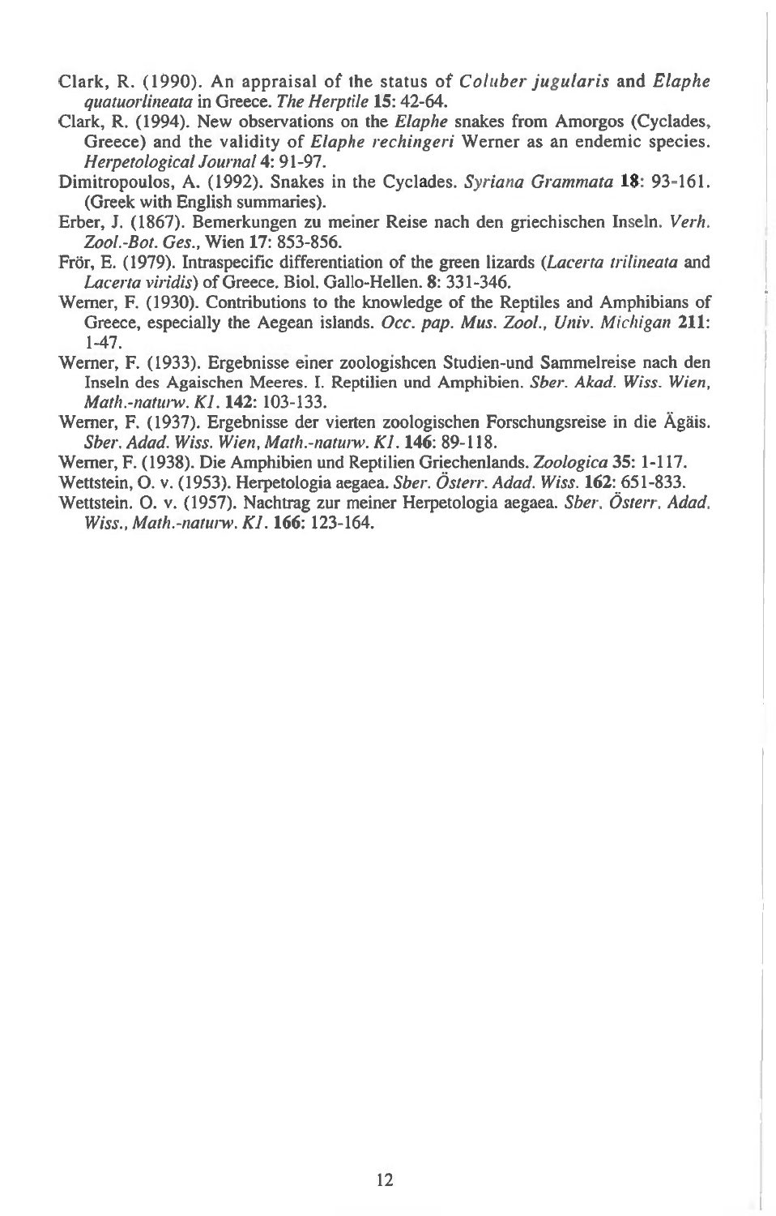Clark, R. (1990). An appraisal of the status of *Coluber jugularis* and *Elaphe quatuorlineata* in Greece. *The Herptile* **15**: 42-64.

Clark, R. (1994). New observations on the *Elaphe* snakes from Amorgos (Cyclades, Greece) and the validity of *Elaphe rechingeri* Werner as an endemic species. *Herpetological Journal* **4**: 91-97.

Dimitropoulos, A. (1992). Snakes in the Cyclades. *Syriana Grammata* **18**: 93-161. (Greek with English summaries).

Erber, J. (1867). Bemerkungen zu meiner Reise nach den griechischen Inseln. *Verh. Zool.-Bot. Ges.*, Wien **17**: 853-856.

Frör, E. (1979). Intraspecific differentiation of the green lizards (*Lacerta trilineata* and *Lacerta viridis*) of Greece. Biol. Gallo-Hellen. **8**: 331-346.

Werner, F. (1930). Contributions to the knowledge of the Reptiles and Amphibians of Greece, especially the Aegean islands. *Occ. pap. Mus. Zool., Univ. Michigan* **211**: 1-47.

Werner, F. (1933). Ergebnisse einer zoologishcen Studien-und Sammelreise nach den Inseln des Agaischen Meeres. I. Reptilien und Amphibien. *Sber. Akad. Wiss. Wien, Math.-naturw. Kl.* **142**: 103-133.

Werner, F. (1937). Ergebnisse der vierten zoologischen Forschungsreise in die Ägäis. *Sber. Adad. Wiss. Wien, Math.-naturw. Kl.* **146**: 89-118.

Werner, F. (1938). Die Amphibien und Reptilien Griechenlands. *Zoologica* **35**: 1-117.

Wettstein, O. v. (1953). Herpetologia aegaea. *Sber. Österr. Adad. Wiss.* **162**: 651-833.

Wettstein. O. v. (1957). Nachtrag zur meiner Herpetologia aegaea. *Sber. Österr. Adad. Wiss., Math.-naturw. Kl.* **166**: 123-164.